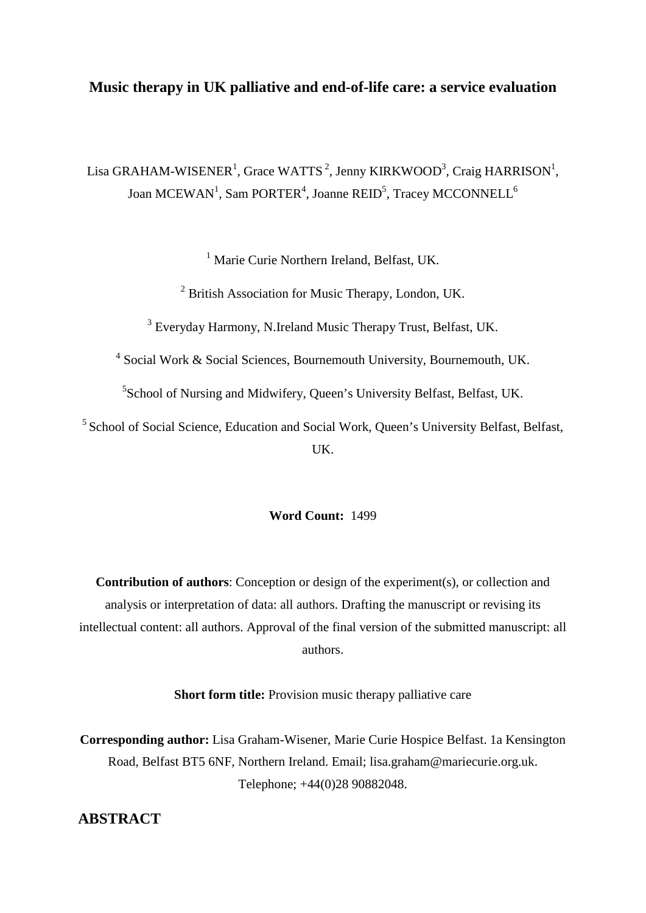# Music therapy in UK palliative and end-of-life care: a service evaluation

Lisa GRAHAM-WISENER[1], Grace WATTS [2], Jenny KIRKWOOD[3], Craig HARRISON[1], Joan MCEWAN[1], Sam PORTER[4], Joanne REID[5], Tracey MCCONNELL[6]

[1] Marie Curie Northern Ireland, Belfast, UK.

[2] British Association for Music Therapy, London, UK.

[3] Everyday Harmony, N.Ireland Music Therapy Trust, Belfast, UK.

[4] Social Work & Social Sciences, Bournemouth University, Bournemouth, UK.

[5]School of Nursing and Midwifery, Queen's University Belfast, Belfast, UK.

[5] School of Social Science, Education and Social Work, Queen's University Belfast, Belfast, UK.

**Word Count:** 1499

**Contribution of authors**: Conception or design of the experiment(s), or collection and analysis or interpretation of data: all authors. Drafting the manuscript or revising its intellectual content: all authors. Approval of the final version of the submitted manuscript: all authors.

**Short form title:** Provision music therapy palliative care

**Corresponding author:** Lisa Graham-Wisener, Marie Curie Hospice Belfast. 1a Kensington Road, Belfast BT5 6NF, Northern Ireland. Email; lisa.graham@mariecurie.org.uk. Telephone; +44(0)28 90882048.

## ABSTRACT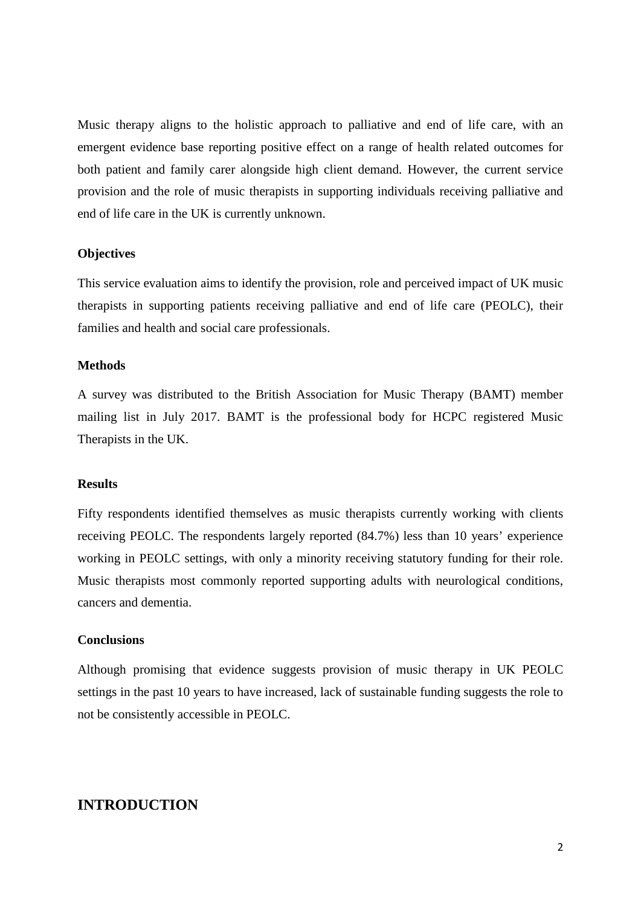Music therapy aligns to the holistic approach to palliative and end of life care, with an emergent evidence base reporting positive effect on a range of health related outcomes for both patient and family carer alongside high client demand. However, the current service provision and the role of music therapists in supporting individuals receiving palliative and end of life care in the UK is currently unknown.

**Objectives**

This service evaluation aims to identify the provision, role and perceived impact of UK music therapists in supporting patients receiving palliative and end of life care (PEOLC), their families and health and social care professionals.

**Methods**

A survey was distributed to the British Association for Music Therapy (BAMT) member mailing list in July 2017. BAMT is the professional body for HCPC registered Music Therapists in the UK.

**Results**

Fifty respondents identified themselves as music therapists currently working with clients receiving PEOLC. The respondents largely reported (84.7%) less than 10 years' experience working in PEOLC settings, with only a minority receiving statutory funding for their role. Music therapists most commonly reported supporting adults with neurological conditions, cancers and dementia.

**Conclusions**

Although promising that evidence suggests provision of music therapy in UK PEOLC settings in the past 10 years to have increased, lack of sustainable funding suggests the role to not be consistently accessible in PEOLC.

## INTRODUCTION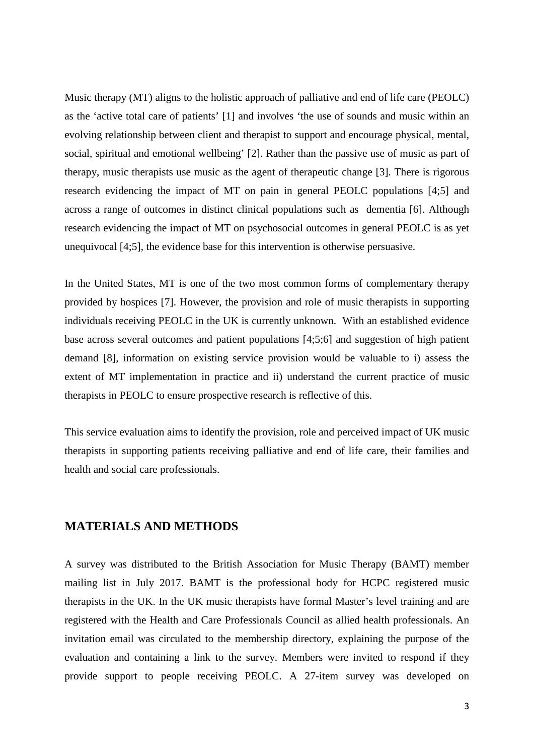Music therapy (MT) aligns to the holistic approach of palliative and end of life care (PEOLC) as the 'active total care of patients' [1] and involves 'the use of sounds and music within an evolving relationship between client and therapist to support and encourage physical, mental, social, spiritual and emotional wellbeing' [2]. Rather than the passive use of music as part of therapy, music therapists use music as the agent of therapeutic change [3]. There is rigorous research evidencing the impact of MT on pain in general PEOLC populations [4;5] and across a range of outcomes in distinct clinical populations such as dementia [6]. Although research evidencing the impact of MT on psychosocial outcomes in general PEOLC is as yet unequivocal [4;5], the evidence base for this intervention is otherwise persuasive.

In the United States, MT is one of the two most common forms of complementary therapy provided by hospices [7]. However, the provision and role of music therapists in supporting individuals receiving PEOLC in the UK is currently unknown. With an established evidence base across several outcomes and patient populations [4;5;6] and suggestion of high patient demand [8], information on existing service provision would be valuable to i) assess the extent of MT implementation in practice and ii) understand the current practice of music therapists in PEOLC to ensure prospective research is reflective of this.

This service evaluation aims to identify the provision, role and perceived impact of UK music therapists in supporting patients receiving palliative and end of life care, their families and health and social care professionals.

## MATERIALS AND METHODS

A survey was distributed to the British Association for Music Therapy (BAMT) member mailing list in July 2017. BAMT is the professional body for HCPC registered music therapists in the UK. In the UK music therapists have formal Master's level training and are registered with the Health and Care Professionals Council as allied health professionals. An invitation email was circulated to the membership directory, explaining the purpose of the evaluation and containing a link to the survey. Members were invited to respond if they provide support to people receiving PEOLC. A 27-item survey was developed on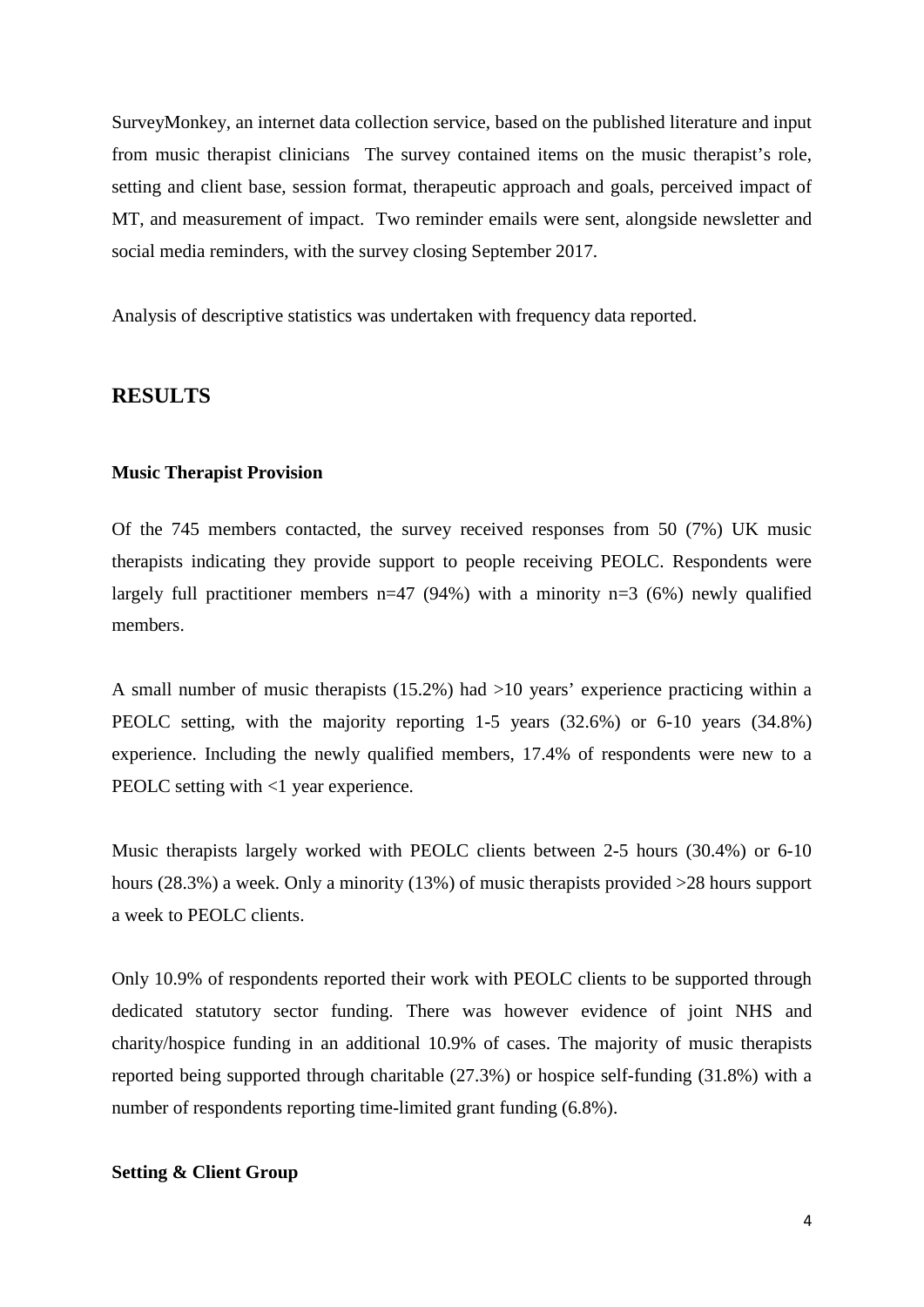SurveyMonkey, an internet data collection service, based on the published literature and input from music therapist clinicians  The survey contained items on the music therapist's role, setting and client base, session format, therapeutic approach and goals, perceived impact of MT, and measurement of impact.  Two reminder emails were sent, alongside newsletter and social media reminders, with the survey closing September 2017.

Analysis of descriptive statistics was undertaken with frequency data reported.

## RESULTS

### Music Therapist Provision

Of the 745 members contacted, the survey received responses from 50 (7%) UK music therapists indicating they provide support to people receiving PEOLC. Respondents were largely full practitioner members n=47 (94%) with a minority n=3 (6%) newly qualified members.

A small number of music therapists (15.2%) had >10 years' experience practicing within a PEOLC setting, with the majority reporting 1-5 years (32.6%) or 6-10 years (34.8%) experience. Including the newly qualified members, 17.4% of respondents were new to a PEOLC setting with <1 year experience.

Music therapists largely worked with PEOLC clients between 2-5 hours (30.4%) or 6-10 hours (28.3%) a week. Only a minority (13%) of music therapists provided >28 hours support a week to PEOLC clients.

Only 10.9% of respondents reported their work with PEOLC clients to be supported through dedicated statutory sector funding. There was however evidence of joint NHS and charity/hospice funding in an additional 10.9% of cases. The majority of music therapists reported being supported through charitable (27.3%) or hospice self-funding (31.8%) with a number of respondents reporting time-limited grant funding (6.8%).

### Setting & Client Group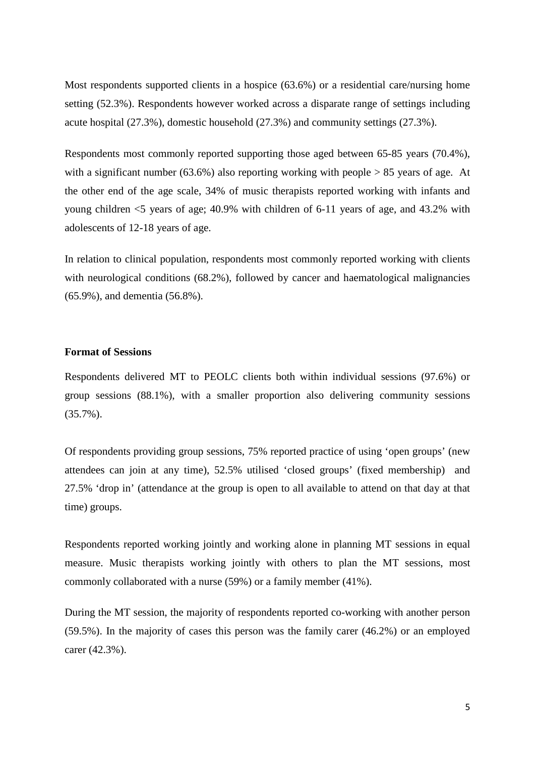Most respondents supported clients in a hospice (63.6%) or a residential care/nursing home setting (52.3%). Respondents however worked across a disparate range of settings including acute hospital (27.3%), domestic household (27.3%) and community settings (27.3%).

Respondents most commonly reported supporting those aged between 65-85 years (70.4%), with a significant number (63.6%) also reporting working with people > 85 years of age. At the other end of the age scale, 34% of music therapists reported working with infants and young children <5 years of age; 40.9% with children of 6-11 years of age, and 43.2% with adolescents of 12-18 years of age.

In relation to clinical population, respondents most commonly reported working with clients with neurological conditions (68.2%), followed by cancer and haematological malignancies (65.9%), and dementia (56.8%).

**Format of Sessions**

Respondents delivered MT to PEOLC clients both within individual sessions (97.6%) or group sessions (88.1%), with a smaller proportion also delivering community sessions (35.7%).

Of respondents providing group sessions, 75% reported practice of using 'open groups' (new attendees can join at any time), 52.5% utilised 'closed groups' (fixed membership) and 27.5% 'drop in' (attendance at the group is open to all available to attend on that day at that time) groups.

Respondents reported working jointly and working alone in planning MT sessions in equal measure. Music therapists working jointly with others to plan the MT sessions, most commonly collaborated with a nurse (59%) or a family member (41%).

During the MT session, the majority of respondents reported co-working with another person (59.5%). In the majority of cases this person was the family carer (46.2%) or an employed carer (42.3%).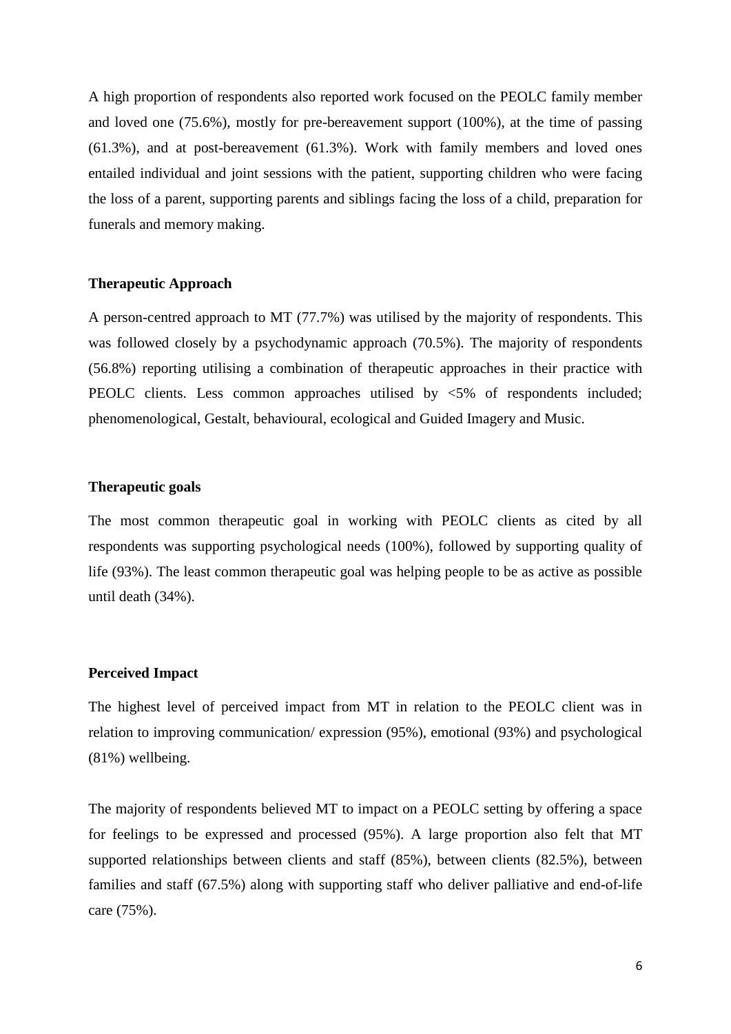A high proportion of respondents also reported work focused on the PEOLC family member and loved one (75.6%), mostly for pre-bereavement support (100%), at the time of passing (61.3%), and at post-bereavement (61.3%). Work with family members and loved ones entailed individual and joint sessions with the patient, supporting children who were facing the loss of a parent, supporting parents and siblings facing the loss of a child, preparation for funerals and memory making.

### Therapeutic Approach

A person-centred approach to MT (77.7%) was utilised by the majority of respondents. This was followed closely by a psychodynamic approach (70.5%). The majority of respondents (56.8%) reporting utilising a combination of therapeutic approaches in their practice with PEOLC clients. Less common approaches utilised by <5% of respondents included; phenomenological, Gestalt, behavioural, ecological and Guided Imagery and Music.

### Therapeutic goals

The most common therapeutic goal in working with PEOLC clients as cited by all respondents was supporting psychological needs (100%), followed by supporting quality of life (93%). The least common therapeutic goal was helping people to be as active as possible until death (34%).

### Perceived Impact

The highest level of perceived impact from MT in relation to the PEOLC client was in relation to improving communication/ expression (95%), emotional (93%) and psychological (81%) wellbeing.

The majority of respondents believed MT to impact on a PEOLC setting by offering a space for feelings to be expressed and processed (95%). A large proportion also felt that MT supported relationships between clients and staff (85%), between clients (82.5%), between families and staff (67.5%) along with supporting staff who deliver palliative and end-of-life care (75%).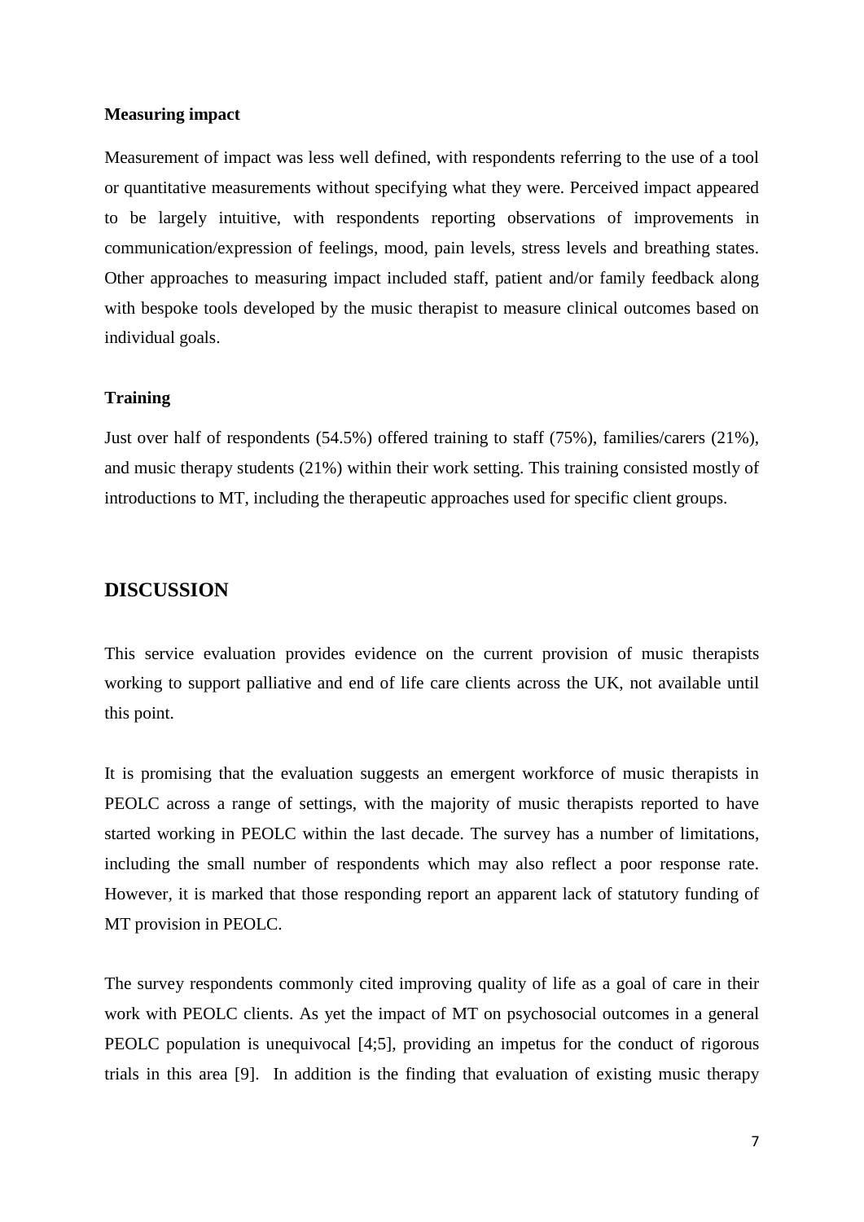**Measuring impact**

Measurement of impact was less well defined, with respondents referring to the use of a tool or quantitative measurements without specifying what they were. Perceived impact appeared to be largely intuitive, with respondents reporting observations of improvements in communication/expression of feelings, mood, pain levels, stress levels and breathing states. Other approaches to measuring impact included staff, patient and/or family feedback along with bespoke tools developed by the music therapist to measure clinical outcomes based on individual goals.

**Training**

Just over half of respondents (54.5%) offered training to staff (75%), families/carers (21%), and music therapy students (21%) within their work setting. This training consisted mostly of introductions to MT, including the therapeutic approaches used for specific client groups.

## DISCUSSION

This service evaluation provides evidence on the current provision of music therapists working to support palliative and end of life care clients across the UK, not available until this point.

It is promising that the evaluation suggests an emergent workforce of music therapists in PEOLC across a range of settings, with the majority of music therapists reported to have started working in PEOLC within the last decade. The survey has a number of limitations, including the small number of respondents which may also reflect a poor response rate. However, it is marked that those responding report an apparent lack of statutory funding of MT provision in PEOLC.

The survey respondents commonly cited improving quality of life as a goal of care in their work with PEOLC clients. As yet the impact of MT on psychosocial outcomes in a general PEOLC population is unequivocal [4;5], providing an impetus for the conduct of rigorous trials in this area [9]. In addition is the finding that evaluation of existing music therapy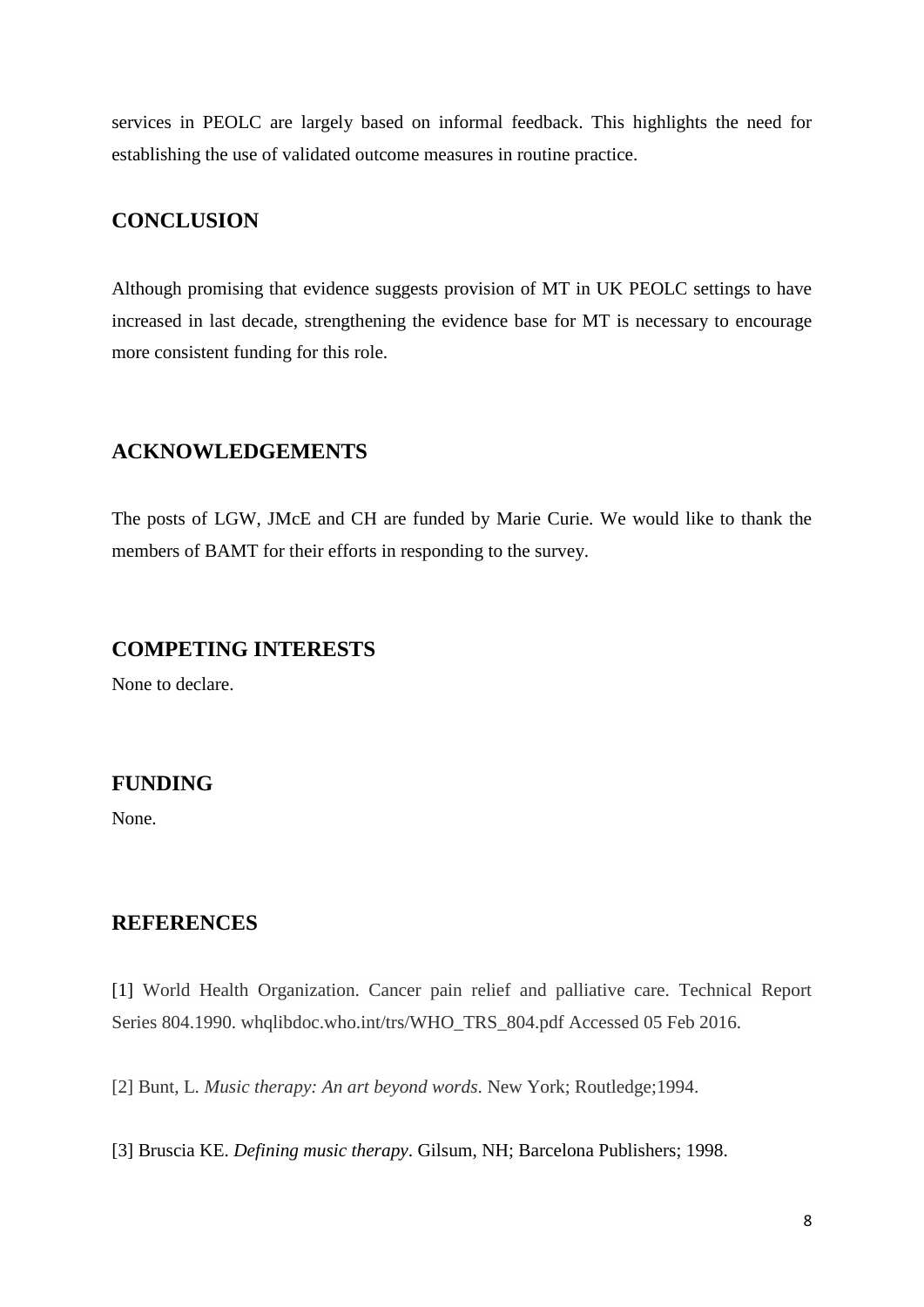services in PEOLC are largely based on informal feedback. This highlights the need for establishing the use of validated outcome measures in routine practice.

## CONCLUSION

Although promising that evidence suggests provision of MT in UK PEOLC settings to have increased in last decade, strengthening the evidence base for MT is necessary to encourage more consistent funding for this role.

## ACKNOWLEDGEMENTS

The posts of LGW, JMcE and CH are funded by Marie Curie. We would like to thank the members of BAMT for their efforts in responding to the survey.

## COMPETING INTERESTS

None to declare.

## FUNDING

None.

## REFERENCES

[1] World Health Organization. Cancer pain relief and palliative care. Technical Report Series 804.1990. whqlibdoc.who.int/trs/WHO_TRS_804.pdf Accessed 05 Feb 2016.

[2] Bunt, L. *Music therapy: An art beyond words*. New York; Routledge;1994.

[3] Bruscia KE. *Defining music therapy*. Gilsum, NH; Barcelona Publishers; 1998.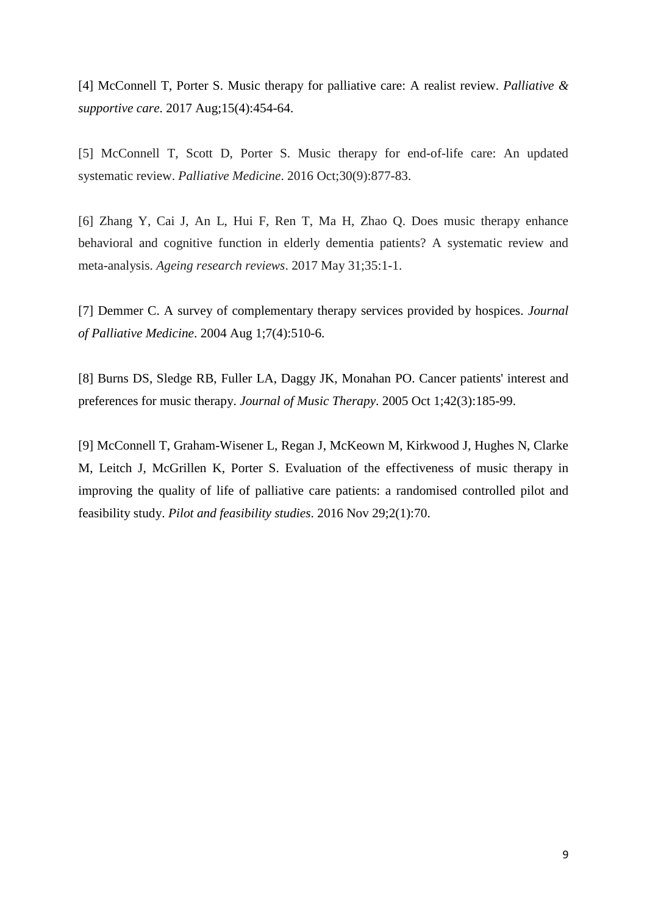[4] McConnell T, Porter S. Music therapy for palliative care: A realist review. *Palliative & supportive care*. 2017 Aug;15(4):454-64.

[5] McConnell T, Scott D, Porter S. Music therapy for end-of-life care: An updated systematic review. *Palliative Medicine*. 2016 Oct;30(9):877-83.

[6] Zhang Y, Cai J, An L, Hui F, Ren T, Ma H, Zhao Q. Does music therapy enhance behavioral and cognitive function in elderly dementia patients? A systematic review and meta-analysis. *Ageing research reviews*. 2017 May 31;35:1-1.

[7] Demmer C. A survey of complementary therapy services provided by hospices. *Journal of Palliative Medicine*. 2004 Aug 1;7(4):510-6.

[8] Burns DS, Sledge RB, Fuller LA, Daggy JK, Monahan PO. Cancer patients' interest and preferences for music therapy. *Journal of Music Therapy*. 2005 Oct 1;42(3):185-99.

[9] McConnell T, Graham-Wisener L, Regan J, McKeown M, Kirkwood J, Hughes N, Clarke M, Leitch J, McGrillen K, Porter S. Evaluation of the effectiveness of music therapy in improving the quality of life of palliative care patients: a randomised controlled pilot and feasibility study. *Pilot and feasibility studies*. 2016 Nov 29;2(1):70.